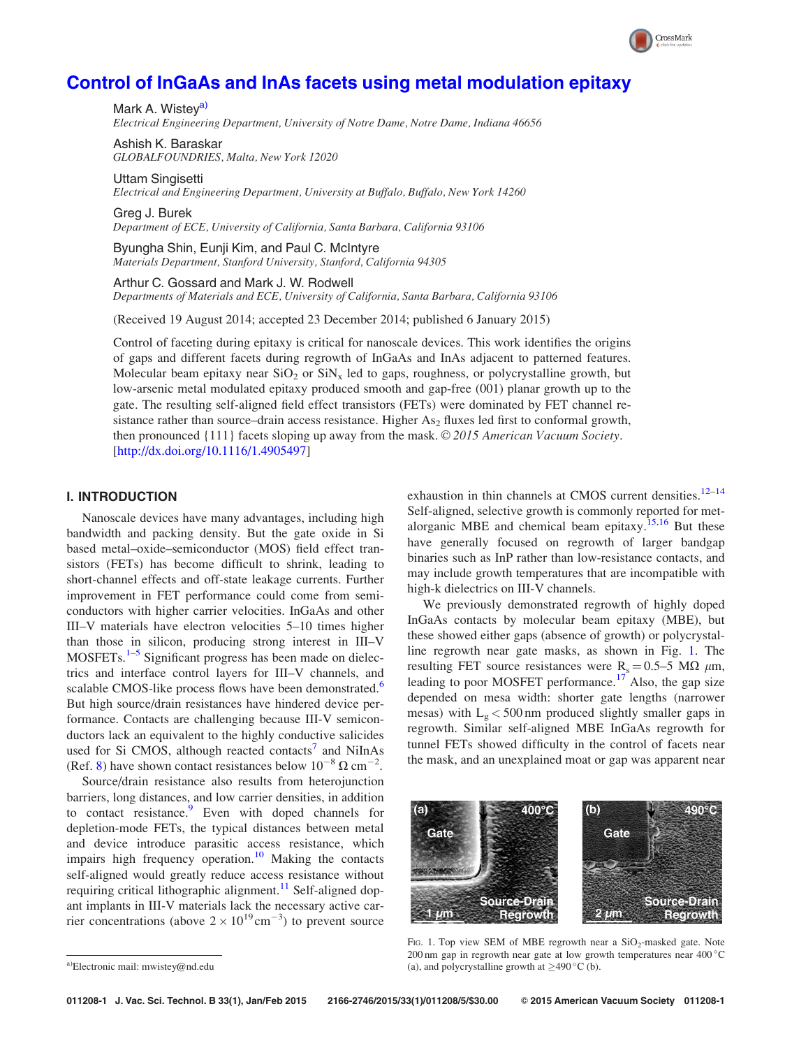# Control of InGaAs and InAs facets using metal modulation epitaxy

Mark A. Wistey[a)]
*Electrical Engineering Department, University of Notre Dame, Notre Dame, Indiana 46656*

Ashish K. Baraskar
*GLOBALFOUNDRIES, Malta, New York 12020*

Uttam Singisetti
*Electrical and Engineering Department, University at Buffalo, Buffalo, New York 14260*

Greg J. Burek
*Department of ECE, University of California, Santa Barbara, California 93106*

Byungha Shin, Eunji Kim, and Paul C. McIntyre
*Materials Department, Stanford University, Stanford, California 94305*

Arthur C. Gossard and Mark J. W. Rodwell
*Departments of Materials and ECE, University of California, Santa Barbara, California 93106*

(Received 19 August 2014; accepted 23 December 2014; published 6 January 2015)

Control of faceting during epitaxy is critical for nanoscale devices. This work identifies the origins of gaps and different facets during regrowth of InGaAs and InAs adjacent to patterned features. Molecular beam epitaxy near $SiO_2$ or $SiN_x$ led to gaps, roughness, or polycrystalline growth, but low-arsenic metal modulated epitaxy produced smooth and gap-free (001) planar growth up to the gate. The resulting self-aligned field effect transistors (FETs) were dominated by FET channel resistance rather than source–drain access resistance. Higher $As_2$ fluxes led first to conformal growth, then pronounced {111} facets sloping up away from the mask. © *2015 American Vacuum Society.* [http://dx.doi.org/10.1116/1.4905497]

## I. INTRODUCTION

Nanoscale devices have many advantages, including high bandwidth and packing density. But the gate oxide in Si based metal–oxide–semiconductor (MOS) field effect transistors (FETs) has become difficult to shrink, leading to short-channel effects and off-state leakage currents. Further improvement in FET performance could come from semiconductors with higher carrier velocities. InGaAs and other III–V materials have electron velocities 5–10 times higher than those in silicon, producing strong interest in III–V MOSFETs.[1–5] Significant progress has been made on dielectrics and interface control layers for III–V channels, and scalable CMOS-like process flows have been demonstrated.[6] But high source/drain resistances have hindered device performance. Contacts are challenging because III-V semiconductors lack an equivalent to the highly conductive salicides used for Si CMOS, although reacted contacts[7] and NiInAs (Ref. 8) have shown contact resistances below $10^{-8}\ \Omega\ \text{cm}^{-2}$.

Source/drain resistance also results from heterojunction barriers, long distances, and low carrier densities, in addition to contact resistance.[9] Even with doped channels for depletion-mode FETs, the typical distances between metal and device introduce parasitic access resistance, which impairs high frequency operation.[10] Making the contacts self-aligned would greatly reduce access resistance without requiring critical lithographic alignment.[11] Self-aligned dopant implants in III-V materials lack the necessary active carrier concentrations (above $2 \times 10^{19}\ \text{cm}^{-3}$) to prevent source exhaustion in thin channels at CMOS current densities.[12–14] Self-aligned, selective growth is commonly reported for metalorganic MBE and chemical beam epitaxy.[15,16] But these have generally focused on regrowth of larger bandgap binaries such as InP rather than low-resistance contacts, and may include growth temperatures that are incompatible with high-k dielectrics on III-V channels.

We previously demonstrated regrowth of highly doped InGaAs contacts by molecular beam epitaxy (MBE), but these showed either gaps (absence of growth) or polycrystalline regrowth near gate masks, as shown in Fig. 1. The resulting FET source resistances were $R_s = 0.5–5\ \text{M}\Omega\ \mu\text{m}$, leading to poor MOSFET performance.[17] Also, the gap size depended on mesa width: shorter gate lengths (narrower mesas) with $L_g < 500$ nm produced slightly smaller gaps in regrowth. Similar self-aligned MBE InGaAs regrowth for tunnel FETs showed difficulty in the control of facets near the mask, and an unexplained moat or gap was apparent near

Fig. 1. Top view SEM of MBE regrowth near a $SiO_2$-masked gate. Note 200 nm gap in regrowth near gate at low growth temperatures near 400 °C (a), and polycrystalline growth at ≥490 °C (b).

---

a)Electronic mail: mwistey@nd.edu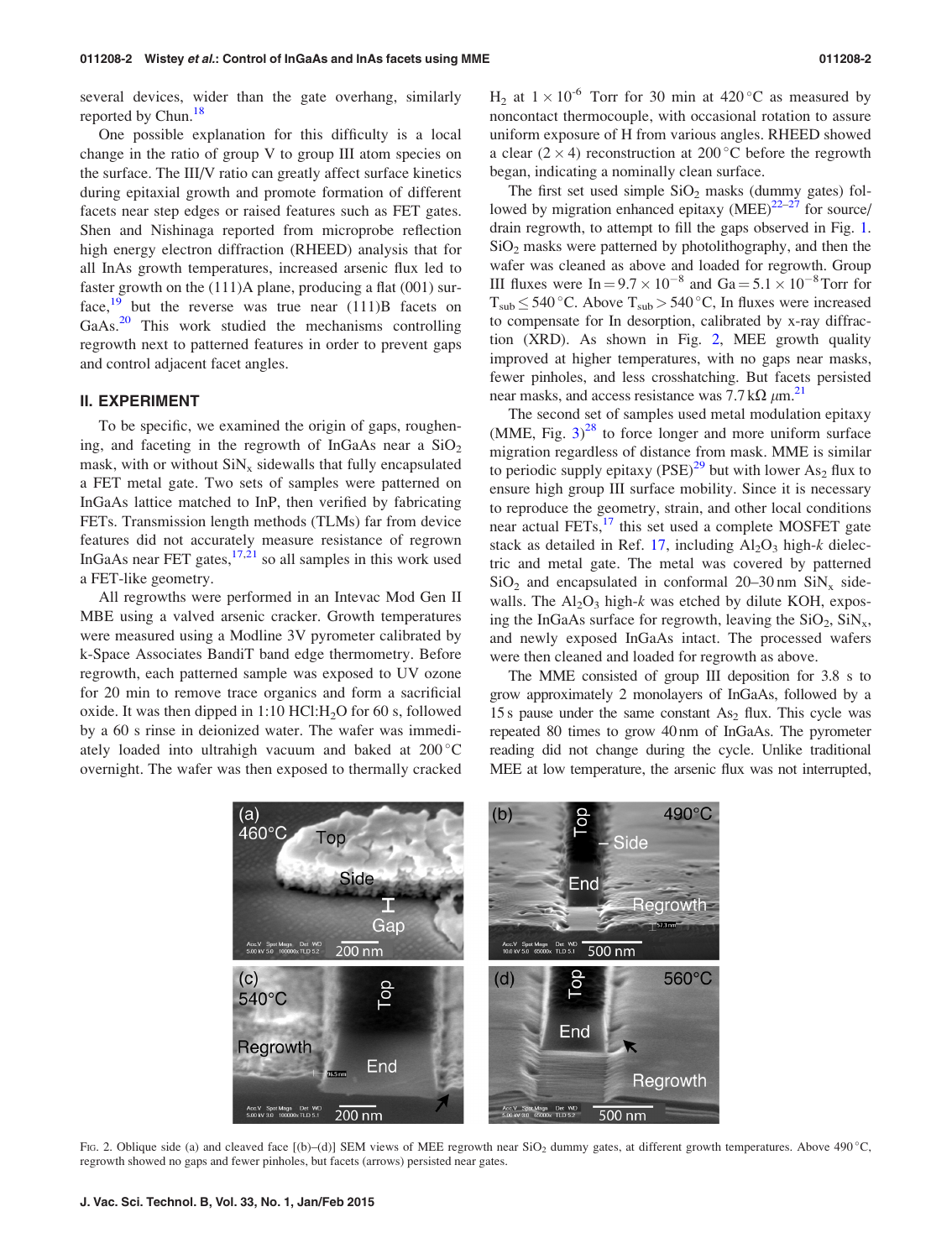several devices, wider than the gate overhang, similarly reported by Chun.[18]

One possible explanation for this difficulty is a local change in the ratio of group V to group III atom species on the surface. The III/V ratio can greatly affect surface kinetics during epitaxial growth and promote formation of different facets near step edges or raised features such as FET gates. Shen and Nishinaga reported from microprobe reflection high energy electron diffraction (RHEED) analysis that for all InAs growth temperatures, increased arsenic flux led to faster growth on the (111)A plane, producing a flat (001) surface,[19] but the reverse was true near (111)B facets on GaAs.[20] This work studied the mechanisms controlling regrowth next to patterned features in order to prevent gaps and control adjacent facet angles.

## II. EXPERIMENT

To be specific, we examined the origin of gaps, roughening, and faceting in the regrowth of InGaAs near a $SiO_2$ mask, with or without $SiN_x$ sidewalls that fully encapsulated a FET metal gate. Two sets of samples were patterned on InGaAs lattice matched to InP, then verified by fabricating FETs. Transmission length methods (TLMs) far from device features did not accurately measure resistance of regrown InGaAs near FET gates,[17,21] so all samples in this work used a FET-like geometry.

All regrowths were performed in an Intevac Mod Gen II MBE using a valved arsenic cracker. Growth temperatures were measured using a Modline 3V pyrometer calibrated by k-Space Associates BandiT band edge thermometry. Before regrowth, each patterned sample was exposed to UV ozone for 20 min to remove trace organics and form a sacrificial oxide. It was then dipped in 1:10 HCl:$H_2O$ for 60 s, followed by a 60 s rinse in deionized water. The wafer was immediately loaded into ultrahigh vacuum and baked at 200 °C overnight. The wafer was then exposed to thermally cracked $H_2$ at $1 \times 10^{-6}$ Torr for 30 min at 420 °C as measured by noncontact thermocouple, with occasional rotation to assure uniform exposure of H from various angles. RHEED showed a clear (2 × 4) reconstruction at 200 °C before the regrowth began, indicating a nominally clean surface.

The first set used simple $SiO_2$ masks (dummy gates) followed by migration enhanced epitaxy (MEE)[22–27] for source/drain regrowth, to attempt to fill the gaps observed in Fig. 1. $SiO_2$ masks were patterned by photolithography, and then the wafer was cleaned as above and loaded for regrowth. Group III fluxes were In = $9.7 \times 10^{-8}$ and Ga = $5.1 \times 10^{-8}$ Torr for $T_{sub} \leq 540$ °C. Above $T_{sub} > 540$ °C, In fluxes were increased to compensate for In desorption, calibrated by x-ray diffraction (XRD). As shown in Fig. 2, MEE growth quality improved at higher temperatures, with no gaps near masks, fewer pinholes, and less crosshatching. But facets persisted near masks, and access resistance was 7.7 kΩ μm.[21]

The second set of samples used metal modulation epitaxy (MME, Fig. 3)[28] to force longer and more uniform surface migration regardless of distance from mask. MME is similar to periodic supply epitaxy (PSE)[29] but with lower $As_2$ flux to ensure high group III surface mobility. Since it is necessary to reproduce the geometry, strain, and other local conditions near actual FETs,[17] this set used a complete MOSFET gate stack as detailed in Ref. 17, including $Al_2O_3$ high-*k* dielectric and metal gate. The metal was covered by patterned $SiO_2$ and encapsulated in conformal 20–30 nm $SiN_x$ sidewalls. The $Al_2O_3$ high-*k* was etched by dilute KOH, exposing the InGaAs surface for regrowth, leaving the $SiO_2$, $SiN_x$, and newly exposed InGaAs intact. The processed wafers were then cleaned and loaded for regrowth as above.

The MME consisted of group III deposition for 3.8 s to grow approximately 2 monolayers of InGaAs, followed by a 15 s pause under the same constant $As_2$ flux. This cycle was repeated 80 times to grow 40 nm of InGaAs. The pyrometer reading did not change during the cycle. Unlike traditional MEE at low temperature, the arsenic flux was not interrupted,

Fig. 2. Oblique side (a) and cleaved face [(b)–(d)] SEM views of MEE regrowth near $SiO_2$ dummy gates, at different growth temperatures. Above 490 °C, regrowth showed no gaps and fewer pinholes, but facets (arrows) persisted near gates.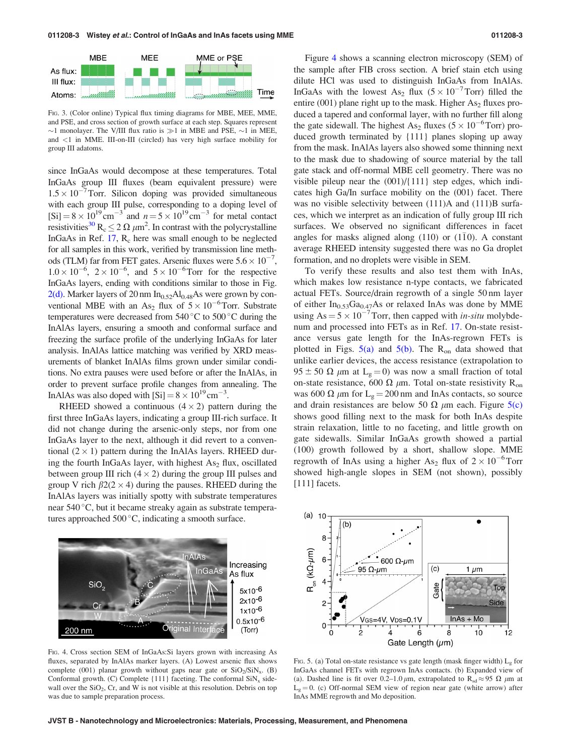FIG. 3. (Color online) Typical flux timing diagrams for MBE, MEE, MME, and PSE, and cross section of growth surface at each step. Squares represent ~1 monolayer. The V/III flux ratio is ≫1 in MBE and PSE, ~1 in MEE, and <1 in MME. III-on-III (circled) has very high surface mobility for group III adatoms.

since InGaAs would decompose at these temperatures. Total InGaAs group III fluxes (beam equivalent pressure) were $1.5 \times 10^{-7}$ Torr. Silicon doping was provided simultaneous with each group III pulse, corresponding to a doping level of $[Si] = 8 \times 10^{19}\,cm^{-3}$ and $n = 5 \times 10^{19}\,cm^{-3}$ for metal contact resistivities[30] $R_c \leq 2\ \Omega\ \mu m^2$. In contrast with the polycrystalline InGaAs in Ref. 17, $R_c$ here was small enough to be neglected for all samples in this work, verified by transmission line methods (TLM) far from FET gates. Arsenic fluxes were $5.6 \times 10^{-7}$, $1.0 \times 10^{-6}$, $2 \times 10^{-6}$, and $5 \times 10^{-6}$ Torr for the respective InGaAs layers, ending with conditions similar to those in Fig. 2(d). Marker layers of 20 nm $In_{0.52}Al_{0.48}As$ were grown by conventional MBE with an $As_2$ flux of $5 \times 10^{-6}$ Torr. Substrate temperatures were decreased from 540 °C to 500 °C during the InAlAs layers, ensuring a smooth and conformal surface and freezing the surface profile of the underlying InGaAs for later analysis. InAlAs lattice matching was verified by XRD measurements of blanket InAlAs films grown under similar conditions. No extra pauses were used before or after the InAlAs, in order to prevent surface profile changes from annealing. The InAlAs was also doped with $[Si] = 8 \times 10^{19}\,cm^{-3}$.

RHEED showed a continuous (4 × 2) pattern during the first three InGaAs layers, indicating a group III-rich surface. It did not change during the arsenic-only steps, nor from one InGaAs layer to the next, although it did revert to a conventional (2 × 1) pattern during the InAlAs layers. RHEED during the fourth InGaAs layer, with highest $As_2$ flux, oscillated between group III rich (4 × 2) during the group III pulses and group V rich $\beta 2(2 \times 4)$ during the pauses. RHEED during the InAlAs layers was initially spotty with substrate temperatures near 540 °C, but it became streaky again as substrate temperatures approached 500 °C, indicating a smooth surface.

FIG. 4. Cross section SEM of InGaAs:Si layers grown with increasing As fluxes, separated by InAlAs marker layers. (A) Lowest arsenic flux shows complete (001) planar growth without gaps near gate or $SiO_2/SiN_x$. (B) Conformal growth. (C) Complete {111} faceting. The conformal $SiN_x$ sidewall over the $SiO_2$, Cr, and W is not visible at this resolution. Debris on top was due to sample preparation process.

Figure 4 shows a scanning electron microscopy (SEM) of the sample after FIB cross section. A brief stain etch using dilute HCl was used to distinguish InGaAs from InAlAs. InGaAs with the lowest $As_2$ flux ($5 \times 10^{-7}$ Torr) filled the entire (001) plane right up to the mask. Higher $As_2$ fluxes produced a tapered and conformal layer, with no further fill along the gate sidewall. The highest $As_2$ fluxes ($5 \times 10^{-6}$ Torr) produced growth terminated by {111} planes sloping up away from the mask. InAlAs layers also showed some thinning next to the mask due to shadowing of source material by the tall gate stack and off-normal MBE cell geometry. There was no visible pileup near the (001)/{111} step edges, which indicates high Ga/In surface mobility on the (001) facet. There was no visible selectivity between (111)A and (111)B surfaces, which we interpret as an indication of fully group III rich surfaces. We observed no significant differences in facet angles for masks aligned along (110) or (1$\bar{1}$0). A constant average RHEED intensity suggested there was no Ga droplet formation, and no droplets were visible in SEM.

To verify these results and also test them with InAs, which makes low resistance n-type contacts, we fabricated actual FETs. Source/drain regrowth of a single 50 nm layer of either $In_{0.53}Ga_{0.47}As$ or relaxed InAs was done by MME using $As = 5 \times 10^{-7}$ Torr, then capped with *in-situ* molybdenum and processed into FETs as in Ref. 17. On-state resistance versus gate length for the InAs-regrown FETs is plotted in Figs. 5(a) and 5(b). The $R_{on}$ data showed that unlike earlier devices, the access resistance (extrapolation to $95 \pm 50\ \Omega\ \mu m$ at $L_g = 0$) was now a small fraction of total on-state resistance, 600 Ω μm. Total on-state resistivity $R_{on}$ was 600 Ω μm for $L_g = 200$ nm and InAs contacts, so source and drain resistances are below 50 Ω μm each. Figure 5(c) shows good filling next to the mask for both InAs despite strain relaxation, little to no faceting, and little growth on gate sidewalls. Similar InGaAs growth showed a partial (100) growth followed by a short, shallow slope. MME regrowth of InAs using a higher $As_2$ flux of $2 \times 10^{-6}$ Torr showed high-angle slopes in SEM (not shown), possibly [111] facets.

FIG. 5. (a) Total on-state resistance vs gate length (mask finger width) $L_g$ for InGaAs channel FETs with regrown InAs contacts. (b) Expanded view of (a). Dashed line is fit over 0.2–1.0 μm, extrapolated to $R_{sd} \approx 95\ \Omega\ \mu m$ at $L_g = 0$. (c) Off-normal SEM view of region near gate (white arrow) after InAs MME regrowth and Mo deposition.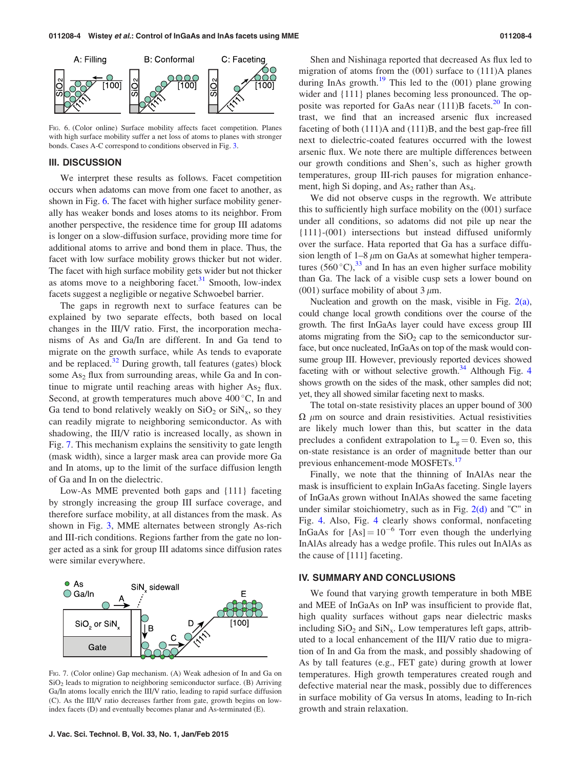FIG. 6. (Color online) Surface mobility affects facet competition. Planes with high surface mobility suffer a net loss of atoms to planes with stronger bonds. Cases A-C correspond to conditions observed in Fig. 3.

## III. DISCUSSION

We interpret these results as follows. Facet competition occurs when adatoms can move from one facet to another, as shown in Fig. 6. The facet with higher surface mobility generally has weaker bonds and loses atoms to its neighbor. From another perspective, the residence time for group III adatoms is longer on a slow-diffusion surface, providing more time for additional atoms to arrive and bond them in place. Thus, the facet with low surface mobility grows thicker but not wider. The facet with high surface mobility gets wider but not thicker as atoms move to a neighboring facet.[31] Smooth, low-index facets suggest a negligible or negative Schwoebel barrier.

The gaps in regrowth next to surface features can be explained by two separate effects, both based on local changes in the III/V ratio. First, the incorporation mechanisms of As and Ga/In are different. In and Ga tend to migrate on the growth surface, while As tends to evaporate and be replaced.[32] During growth, tall features (gates) block some $As_2$ flux from surrounding areas, while Ga and In continue to migrate until reaching areas with higher $As_2$ flux. Second, at growth temperatures much above 400 °C, In and Ga tend to bond relatively weakly on $SiO_2$ or $SiN_x$, so they can readily migrate to neighboring semiconductor. As with shadowing, the III/V ratio is increased locally, as shown in Fig. 7. This mechanism explains the sensitivity to gate length (mask width), since a larger mask area can provide more Ga and In atoms, up to the limit of the surface diffusion length of Ga and In on the dielectric.

Low-As MME prevented both gaps and {111} faceting by strongly increasing the group III surface coverage, and therefore surface mobility, at all distances from the mask. As shown in Fig. 3, MME alternates between strongly As-rich and III-rich conditions. Regions farther from the gate no longer acted as a sink for group III adatoms since diffusion rates were similar everywhere.

FIG. 7. (Color online) Gap mechanism. (A) Weak adhesion of In and Ga on $SiO_2$ leads to migration to neighboring semiconductor surface. (B) Arriving Ga/In atoms locally enrich the III/V ratio, leading to rapid surface diffusion (C). As the III/V ratio decreases farther from gate, growth begins on low-index facets (D) and eventually becomes planar and As-terminated (E).

Shen and Nishinaga reported that decreased As flux led to migration of atoms from the (001) surface to (111)A planes during InAs growth.[19] This led to the (001) plane growing wider and {111} planes becoming less pronounced. The opposite was reported for GaAs near (111)B facets.[20] In contrast, we find that an increased arsenic flux increased faceting of both (111)A and (111)B, and the best gap-free fill next to dielectric-coated features occurred with the lowest arsenic flux. We note there are multiple differences between our growth conditions and Shen's, such as higher growth temperatures, group III-rich pauses for migration enhancement, high Si doping, and $As_2$ rather than $As_4$.

We did not observe cusps in the regrowth. We attribute this to sufficiently high surface mobility on the (001) surface under all conditions, so adatoms did not pile up near the {111}-(001) intersections but instead diffused uniformly over the surface. Hata reported that Ga has a surface diffusion length of 1–8 $\mu$m on GaAs at somewhat higher temperatures (560 °C),[33] and In has an even higher surface mobility than Ga. The lack of a visible cusp sets a lower bound on (001) surface mobility of about 3 $\mu$m.

Nucleation and growth on the mask, visible in Fig. 2(a), could change local growth conditions over the course of the growth. The first InGaAs layer could have excess group III atoms migrating from the $SiO_2$ cap to the semiconductor surface, but once nucleated, InGaAs on top of the mask would consume group III. However, previously reported devices showed faceting with or without selective growth.[34] Although Fig. 4 shows growth on the sides of the mask, other samples did not; yet, they all showed similar faceting next to masks.

The total on-state resistivity places an upper bound of 300 $\Omega$ $\mu$m on source and drain resistivities. Actual resistivities are likely much lower than this, but scatter in the data precludes a confident extrapolation to $L_g = 0$. Even so, this on-state resistance is an order of magnitude better than our previous enhancement-mode MOSFETs.[17]

Finally, we note that the thinning of InAlAs near the mask is insufficient to explain InGaAs faceting. Single layers of InGaAs grown without InAlAs showed the same faceting under similar stoichiometry, such as in Fig. 2(d) and "C" in Fig. 4. Also, Fig. 4 clearly shows conformal, nonfaceting InGaAs for $[As] = 10^{-6}$ Torr even though the underlying InAlAs already has a wedge profile. This rules out InAlAs as the cause of [111] faceting.

## IV. SUMMARY AND CONCLUSIONS

We found that varying growth temperature in both MBE and MEE of InGaAs on InP was insufficient to provide flat, high quality surfaces without gaps near dielectric masks including $SiO_2$ and $SiN_x$. Low temperatures left gaps, attributed to a local enhancement of the III/V ratio due to migration of In and Ga from the mask, and possibly shadowing of As by tall features (e.g., FET gate) during growth at lower temperatures. High growth temperatures created rough and defective material near the mask, possibly due to differences in surface mobility of Ga versus In atoms, leading to In-rich growth and strain relaxation.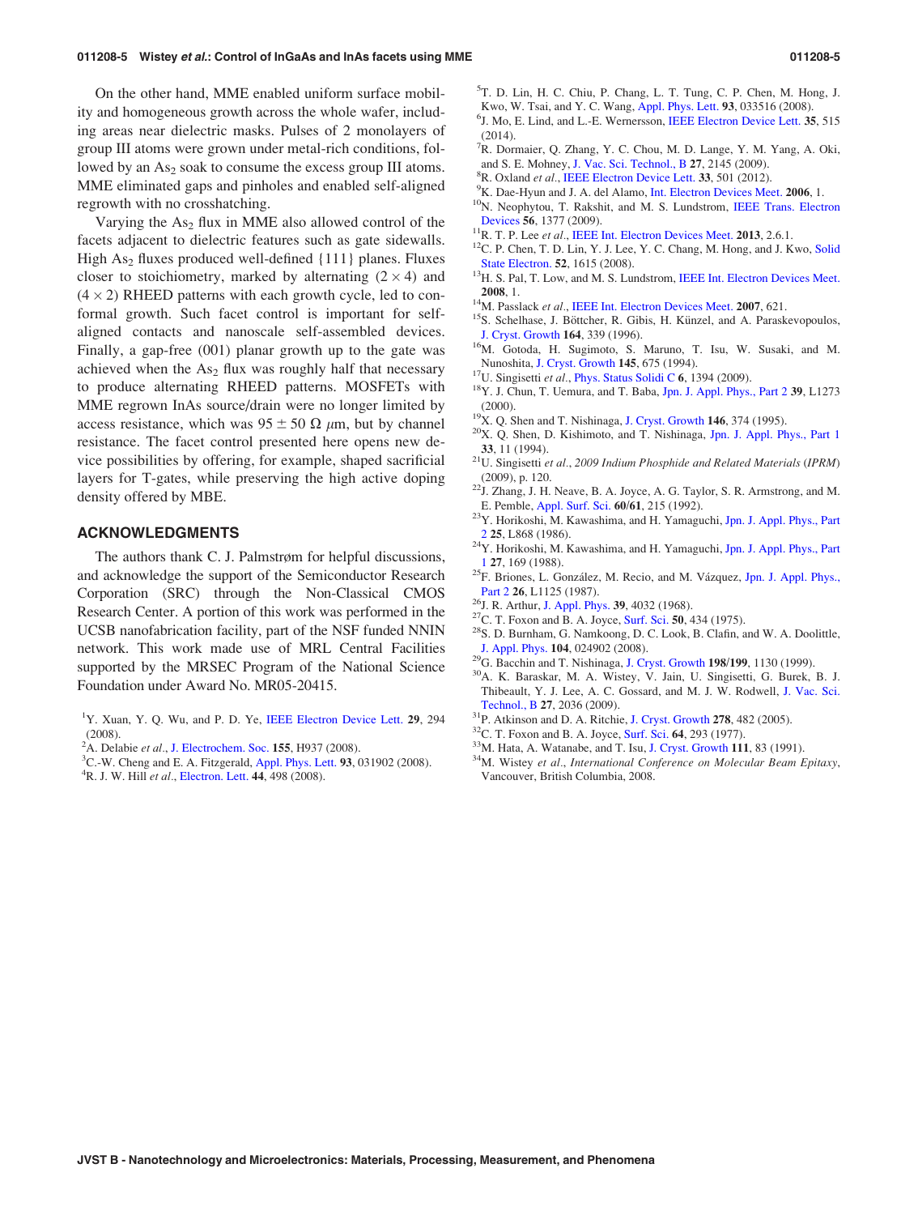On the other hand, MME enabled uniform surface mobility and homogeneous growth across the whole wafer, including areas near dielectric masks. Pulses of 2 monolayers of group III atoms were grown under metal-rich conditions, followed by an $As_2$ soak to consume the excess group III atoms. MME eliminated gaps and pinholes and enabled self-aligned regrowth with no crosshatching.

Varying the $As_2$ flux in MME also allowed control of the facets adjacent to dielectric features such as gate sidewalls. High $As_2$ fluxes produced well-defined {111} planes. Fluxes closer to stoichiometry, marked by alternating $(2 \times 4)$ and $(4 \times 2)$ RHEED patterns with each growth cycle, led to conformal growth. Such facet control is important for self-aligned contacts and nanoscale self-assembled devices. Finally, a gap-free (001) planar growth up to the gate was achieved when the $As_2$ flux was roughly half that necessary to produce alternating RHEED patterns. MOSFETs with MME regrown InAs source/drain were no longer limited by access resistance, which was $95 \pm 50\ \Omega\ \mu$m, but by channel resistance. The facet control presented here opens new device possibilities by offering, for example, shaped sacrificial layers for T-gates, while preserving the high active doping density offered by MBE.

## ACKNOWLEDGMENTS

The authors thank C. J. Palmstrøm for helpful discussions, and acknowledge the support of the Semiconductor Research Corporation (SRC) through the Non-Classical CMOS Research Center. A portion of this work was performed in the UCSB nanofabrication facility, part of the NSF funded NNIN network. This work made use of MRL Central Facilities supported by the MRSEC Program of the National Science Foundation under Award No. MR05-20415.

[1] Y. Xuan, Y. Q. Wu, and P. D. Ye, IEEE Electron Device Lett. **29**, 294 (2008).
[2] A. Delabie *et al.*, J. Electrochem. Soc. **155**, H937 (2008).
[3] C.-W. Cheng and E. A. Fitzgerald, Appl. Phys. Lett. **93**, 031902 (2008).
[4] R. J. W. Hill *et al.*, Electron. Lett. **44**, 498 (2008).
[5] T. D. Lin, H. C. Chiu, P. Chang, L. T. Tung, C. P. Chen, M. Hong, J. Kwo, W. Tsai, and Y. C. Wang, Appl. Phys. Lett. **93**, 033516 (2008).
[6] J. Mo, E. Lind, and L.-E. Wernersson, IEEE Electron Device Lett. **35**, 515 (2014).
[7] R. Dormaier, Q. Zhang, Y. C. Chou, M. D. Lange, Y. M. Yang, A. Oki, and S. E. Mohney, J. Vac. Sci. Technol., B **27**, 2145 (2009).
[8] R. Oxland *et al.*, IEEE Electron Device Lett. **33**, 501 (2012).
[9] K. Dae-Hyun and J. A. del Alamo, Int. Electron Devices Meet. **2006**, 1.
[10] N. Neophytou, T. Rakshit, and M. S. Lundstrom, IEEE Trans. Electron Devices **56**, 1377 (2009).
[11] R. T. P. Lee *et al.*, IEEE Int. Electron Devices Meet. **2013**, 2.6.1.
[12] C. P. Chen, T. D. Lin, Y. J. Lee, Y. C. Chang, M. Hong, and J. Kwo, Solid State Electron. **52**, 1615 (2008).
[13] H. S. Pal, T. Low, and M. S. Lundstrom, IEEE Int. Electron Devices Meet. **2008**, 1.
[14] M. Passlack *et al.*, IEEE Int. Electron Devices Meet. **2007**, 621.
[15] S. Schelhase, J. Böttcher, R. Gibis, H. Künzel, and A. Paraskevopoulos, J. Cryst. Growth **164**, 339 (1996).
[16] M. Gotoda, H. Sugimoto, S. Maruno, T. Isu, W. Susaki, and M. Nunoshita, J. Cryst. Growth **145**, 675 (1994).
[17] U. Singisetti *et al.*, Phys. Status Solidi C **6**, 1394 (2009).
[18] Y. J. Chun, T. Uemura, and T. Baba, Jpn. J. Appl. Phys., Part 2 **39**, L1273 (2000).
[19] X. Q. Shen and T. Nishinaga, J. Cryst. Growth **146**, 374 (1995).
[20] X. Q. Shen, D. Kishimoto, and T. Nishinaga, Jpn. J. Appl. Phys., Part 1 **33**, 11 (1994).
[21] U. Singisetti *et al.*, *2009 Indium Phosphide and Related Materials (IPRM)* (2009), p. 120.
[22] J. Zhang, J. H. Neave, B. A. Joyce, A. G. Taylor, S. R. Armstrong, and M. E. Pemble, Appl. Surf. Sci. **60/61**, 215 (1992).
[23] Y. Horikoshi, M. Kawashima, and H. Yamaguchi, Jpn. J. Appl. Phys., Part 2 **25**, L868 (1986).
[24] Y. Horikoshi, M. Kawashima, and H. Yamaguchi, Jpn. J. Appl. Phys., Part 1 **27**, 169 (1988).
[25] F. Briones, L. González, M. Recio, and M. Vázquez, Jpn. J. Appl. Phys., Part 2 **26**, L1125 (1987).
[26] J. R. Arthur, J. Appl. Phys. **39**, 4032 (1968).
[27] C. T. Foxon and B. A. Joyce, Surf. Sci. **50**, 434 (1975).
[28] S. D. Burnham, G. Namkoong, D. C. Look, B. Clafin, and W. A. Doolittle, J. Appl. Phys. **104**, 024902 (2008).
[29] G. Bacchin and T. Nishinaga, J. Cryst. Growth **198/199**, 1130 (1999).
[30] A. K. Baraskar, M. A. Wistey, V. Jain, U. Singisetti, G. Burek, B. J. Thibeault, Y. J. Lee, A. C. Gossard, and M. J. W. Rodwell, J. Vac. Sci. Technol., B **27**, 2036 (2009).
[31] P. Atkinson and D. A. Ritchie, J. Cryst. Growth **278**, 482 (2005).
[32] C. T. Foxon and B. A. Joyce, Surf. Sci. **64**, 293 (1977).
[33] M. Hata, A. Watanabe, and T. Isu, J. Cryst. Growth **111**, 83 (1991).
[34] M. Wistey *et al.*, *International Conference on Molecular Beam Epitaxy*, Vancouver, British Columbia, 2008.